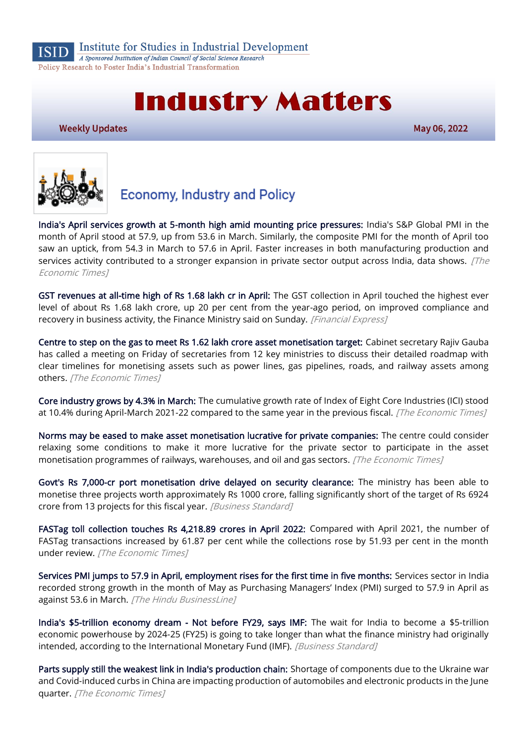ISID Institute for Studies in Industrial Development

*A Sponsored Institution of Indian Council of Social Science Research*

Policy Research to Foster India's Industrial Transformation

# Industry Matters

Weekly Updates | May 06, 2022

## Economy, Industry and Policy

**India's April services growth at 5-month high amid mounting price pressures:** India's S&P Global PMI in the month of April stood at 57.9, up from 53.6 in March. Similarly, the composite PMI for the month of April too saw an uptick, from 54.3 in March to 57.6 in April. Faster increases in both manufacturing production and services activity contributed to a stronger expansion in private sector output across India, data shows. *[The Economic Times]*

**GST revenues at all-time high of Rs 1.68 lakh cr in April:** The GST collection in April touched the highest ever level of about Rs 1.68 lakh crore, up 20 per cent from the year-ago period, on improved compliance and recovery in business activity, the Finance Ministry said on Sunday. *[Financial Express]*

**Centre to step on the gas to meet Rs 1.62 lakh crore asset monetisation target:** Cabinet secretary Rajiv Gauba has called a meeting on Friday of secretaries from 12 key ministries to discuss their detailed roadmap with clear timelines for monetising assets such as power lines, gas pipelines, roads, and railway assets among others. *[The Economic Times]*

**Core industry grows by 4.3% in March:** The cumulative growth rate of Index of Eight Core Industries (ICI) stood at 10.4% during April-March 2021-22 compared to the same year in the previous fiscal. *[The Economic Times]*

**Norms may be eased to make asset monetisation lucrative for private companies:** The centre could consider relaxing some conditions to make it more lucrative for the private sector to participate in the asset monetisation programmes of railways, warehouses, and oil and gas sectors. *[The Economic Times]*

**Govt's Rs 7,000-cr port monetisation drive delayed on security clearance:** The ministry has been able to monetise three projects worth approximately Rs 1000 crore, falling significantly short of the target of Rs 6924 crore from 13 projects for this fiscal year. *[Business Standard]*

**FASTag toll collection touches Rs 4,218.89 crores in April 2022:** Compared with April 2021, the number of FASTag transactions increased by 61.87 per cent while the collections rose by 51.93 per cent in the month under review. *[The Economic Times]*

**Services PMI jumps to 57.9 in April, employment rises for the first time in five months:** Services sector in India recorded strong growth in the month of May as Purchasing Managers' Index (PMI) surged to 57.9 in April as against 53.6 in March. *[The Hindu BusinessLine]*

**India's $5-trillion economy dream - Not before FY29, says IMF:** The wait for India to become a $5-trillion economic powerhouse by 2024-25 (FY25) is going to take longer than what the finance ministry had originally intended, according to the International Monetary Fund (IMF). *[Business Standard]*

**Parts supply still the weakest link in India's production chain:** Shortage of components due to the Ukraine war and Covid-induced curbs in China are impacting production of automobiles and electronic products in the June quarter. *[The Economic Times]*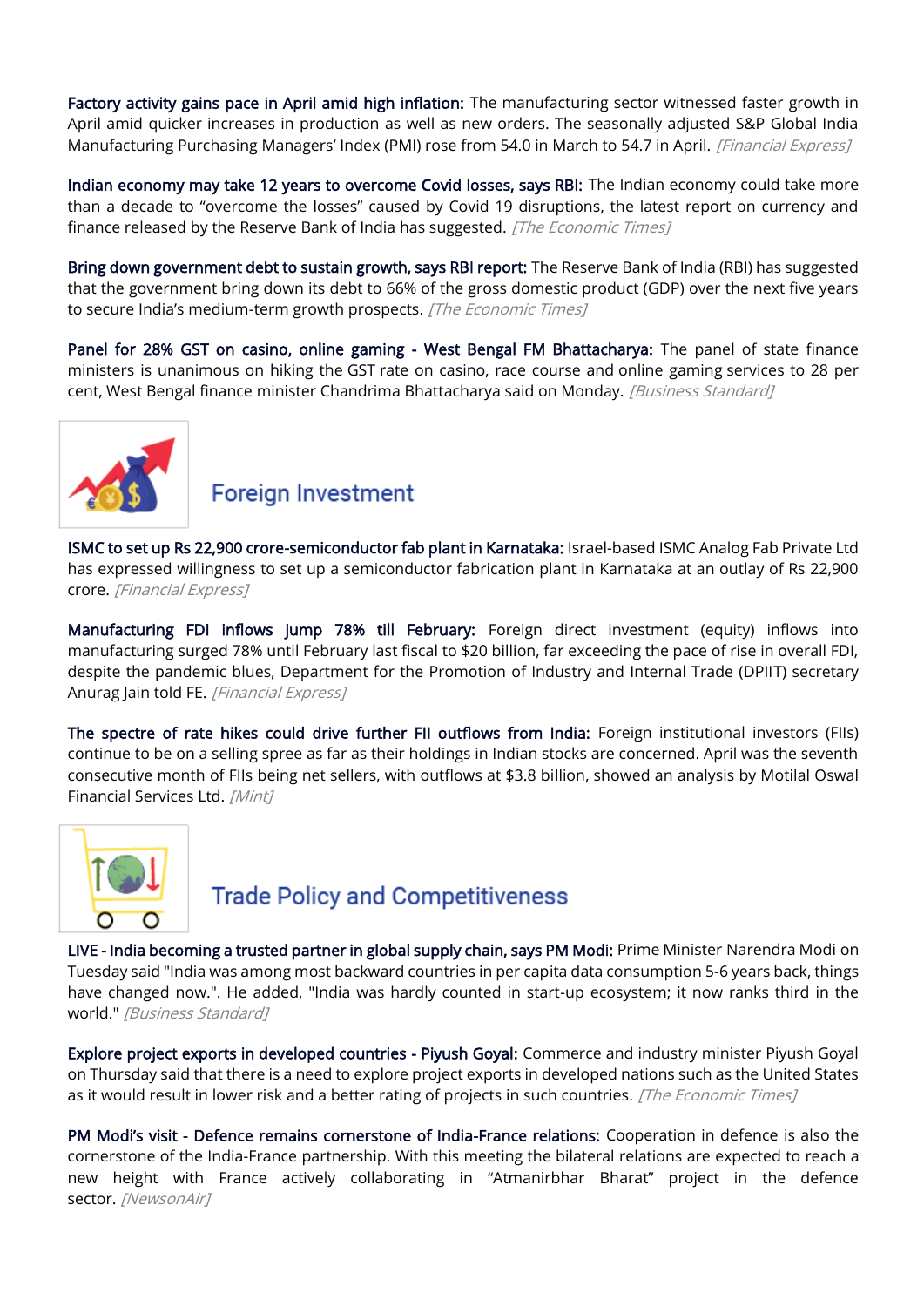**Factory activity gains pace in April amid high inflation:** The manufacturing sector witnessed faster growth in April amid quicker increases in production as well as new orders. The seasonally adjusted S&P Global India Manufacturing Purchasing Managers' Index (PMI) rose from 54.0 in March to 54.7 in April. *[Financial Express]*

**Indian economy may take 12 years to overcome Covid losses, says RBI:** The Indian economy could take more than a decade to "overcome the losses" caused by Covid 19 disruptions, the latest report on currency and finance released by the Reserve Bank of India has suggested. *[The Economic Times]*

**Bring down government debt to sustain growth, says RBI report:** The Reserve Bank of India (RBI) has suggested that the government bring down its debt to 66% of the gross domestic product (GDP) over the next five years to secure India's medium-term growth prospects. *[The Economic Times]*

**Panel for 28% GST on casino, online gaming - West Bengal FM Bhattacharya:** The panel of state finance ministers is unanimous on hiking the GST rate on casino, race course and online gaming services to 28 per cent, West Bengal finance minister Chandrima Bhattacharya said on Monday. *[Business Standard]*

## Foreign Investment

**ISMC to set up Rs 22,900 crore-semiconductor fab plant in Karnataka:** Israel-based ISMC Analog Fab Private Ltd has expressed willingness to set up a semiconductor fabrication plant in Karnataka at an outlay of Rs 22,900 crore. *[Financial Express]*

**Manufacturing FDI inflows jump 78% till February:** Foreign direct investment (equity) inflows into manufacturing surged 78% until February last fiscal to $20 billion, far exceeding the pace of rise in overall FDI, despite the pandemic blues, Department for the Promotion of Industry and Internal Trade (DPIIT) secretary Anurag Jain told FE. *[Financial Express]*

**The spectre of rate hikes could drive further FII outflows from India:** Foreign institutional investors (FIIs) continue to be on a selling spree as far as their holdings in Indian stocks are concerned. April was the seventh consecutive month of FIIs being net sellers, with outflows at $3.8 billion, showed an analysis by Motilal Oswal Financial Services Ltd. *[Mint]*

## Trade Policy and Competitiveness

**LIVE - India becoming a trusted partner in global supply chain, says PM Modi:** Prime Minister Narendra Modi on Tuesday said "India was among most backward countries in per capita data consumption 5-6 years back, things have changed now.". He added, "India was hardly counted in start-up ecosystem; it now ranks third in the world." *[Business Standard]*

**Explore project exports in developed countries - Piyush Goyal:** Commerce and industry minister Piyush Goyal on Thursday said that there is a need to explore project exports in developed nations such as the United States as it would result in lower risk and a better rating of projects in such countries. *[The Economic Times]*

**PM Modi's visit - Defence remains cornerstone of India-France relations:** Cooperation in defence is also the cornerstone of the India-France partnership. With this meeting the bilateral relations are expected to reach a new height with France actively collaborating in "Atmanirbhar Bharat" project in the defence sector. *[NewsonAir]*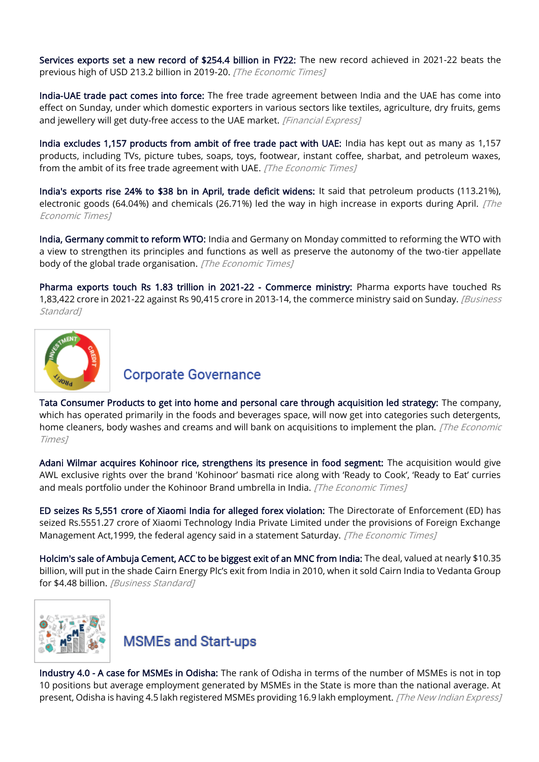**Services exports set a new record of $254.4 billion in FY22:** The new record achieved in 2021-22 beats the previous high of USD 213.2 billion in 2019-20. *[The Economic Times]*

**India-UAE trade pact comes into force:** The free trade agreement between India and the UAE has come into effect on Sunday, under which domestic exporters in various sectors like textiles, agriculture, dry fruits, gems and jewellery will get duty-free access to the UAE market. *[Financial Express]*

**India excludes 1,157 products from ambit of free trade pact with UAE:** India has kept out as many as 1,157 products, including TVs, picture tubes, soaps, toys, footwear, instant coffee, sharbat, and petroleum waxes, from the ambit of its free trade agreement with UAE. *[The Economic Times]*

**India's exports rise 24% to $38 bn in April, trade deficit widens:** It said that petroleum products (113.21%), electronic goods (64.04%) and chemicals (26.71%) led the way in high increase in exports during April. *[The Economic Times]*

**India, Germany commit to reform WTO:** India and Germany on Monday committed to reforming the WTO with a view to strengthen its principles and functions as well as preserve the autonomy of the two-tier appellate body of the global trade organisation. *[The Economic Times]*

**Pharma exports touch Rs 1.83 trillion in 2021-22 - Commerce ministry:** Pharma exports have touched Rs 1,83,422 crore in 2021-22 against Rs 90,415 crore in 2013-14, the commerce ministry said on Sunday. *[Business Standard]*

## Corporate Governance

**Tata Consumer Products to get into home and personal care through acquisition led strategy:** The company, which has operated primarily in the foods and beverages space, will now get into categories such detergents, home cleaners, body washes and creams and will bank on acquisitions to implement the plan. *[The Economic Times]*

**Adani Wilmar acquires Kohinoor rice, strengthens its presence in food segment:** The acquisition would give AWL exclusive rights over the brand 'Kohinoor' basmati rice along with 'Ready to Cook', 'Ready to Eat' curries and meals portfolio under the Kohinoor Brand umbrella in India. *[The Economic Times]*

**ED seizes Rs 5,551 crore of Xiaomi India for alleged forex violation:** The Directorate of Enforcement (ED) has seized Rs.5551.27 crore of Xiaomi Technology India Private Limited under the provisions of Foreign Exchange Management Act,1999, the federal agency said in a statement Saturday. *[The Economic Times]*

**Holcim's sale of Ambuja Cement, ACC to be biggest exit of an MNC from India:** The deal, valued at nearly $10.35 billion, will put in the shade Cairn Energy Plc's exit from India in 2010, when it sold Cairn India to Vedanta Group for $4.48 billion. *[Business Standard]*

## MSMEs and Start-ups

**Industry 4.0 - A case for MSMEs in Odisha:** The rank of Odisha in terms of the number of MSMEs is not in top 10 positions but average employment generated by MSMEs in the State is more than the national average. At present, Odisha is having 4.5 lakh registered MSMEs providing 16.9 lakh employment. *[The New Indian Express]*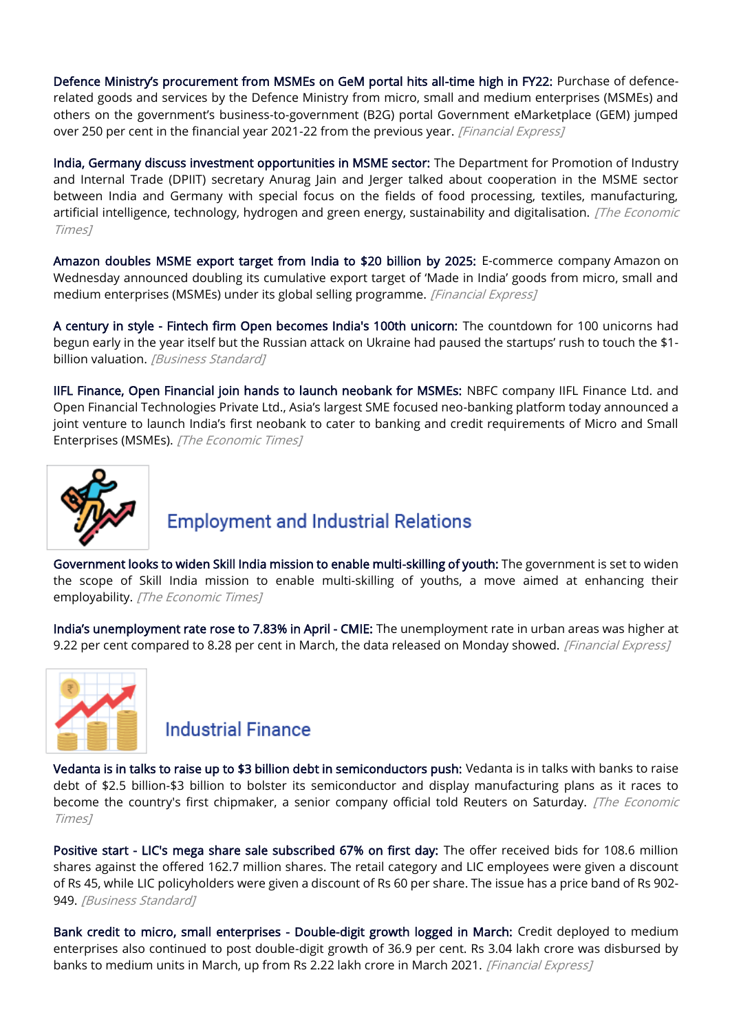**Defence Ministry's procurement from MSMEs on GeM portal hits all-time high in FY22:** Purchase of defence-related goods and services by the Defence Ministry from micro, small and medium enterprises (MSMEs) and others on the government's business-to-government (B2G) portal Government eMarketplace (GEM) jumped over 250 per cent in the financial year 2021-22 from the previous year. *[Financial Express]*

**India, Germany discuss investment opportunities in MSME sector:** The Department for Promotion of Industry and Internal Trade (DPIIT) secretary Anurag Jain and Jerger talked about cooperation in the MSME sector between India and Germany with special focus on the fields of food processing, textiles, manufacturing, artificial intelligence, technology, hydrogen and green energy, sustainability and digitalisation. *[The Economic Times]*

**Amazon doubles MSME export target from India to $20 billion by 2025:** E-commerce company Amazon on Wednesday announced doubling its cumulative export target of 'Made in India' goods from micro, small and medium enterprises (MSMEs) under its global selling programme. *[Financial Express]*

**A century in style - Fintech firm Open becomes India's 100th unicorn:** The countdown for 100 unicorns had begun early in the year itself but the Russian attack on Ukraine had paused the startups' rush to touch the $1-billion valuation. *[Business Standard]*

**IIFL Finance, Open Financial join hands to launch neobank for MSMEs:** NBFC company IIFL Finance Ltd. and Open Financial Technologies Private Ltd., Asia's largest SME focused neo-banking platform today announced a joint venture to launch India's first neobank to cater to banking and credit requirements of Micro and Small Enterprises (MSMEs). *[The Economic Times]*

## Employment and Industrial Relations

**Government looks to widen Skill India mission to enable multi-skilling of youth:** The government is set to widen the scope of Skill India mission to enable multi-skilling of youths, a move aimed at enhancing their employability. *[The Economic Times]*

**India's unemployment rate rose to 7.83% in April - CMIE:** The unemployment rate in urban areas was higher at 9.22 per cent compared to 8.28 per cent in March, the data released on Monday showed. *[Financial Express]*

## Industrial Finance

**Vedanta is in talks to raise up to $3 billion debt in semiconductors push:** Vedanta is in talks with banks to raise debt of $2.5 billion-$3 billion to bolster its semiconductor and display manufacturing plans as it races to become the country's first chipmaker, a senior company official told Reuters on Saturday. *[The Economic Times]*

**Positive start - LIC's mega share sale subscribed 67% on first day:** The offer received bids for 108.6 million shares against the offered 162.7 million shares. The retail category and LIC employees were given a discount of Rs 45, while LIC policyholders were given a discount of Rs 60 per share. The issue has a price band of Rs 902-949. *[Business Standard]*

**Bank credit to micro, small enterprises - Double-digit growth logged in March:** Credit deployed to medium enterprises also continued to post double-digit growth of 36.9 per cent. Rs 3.04 lakh crore was disbursed by banks to medium units in March, up from Rs 2.22 lakh crore in March 2021. *[Financial Express]*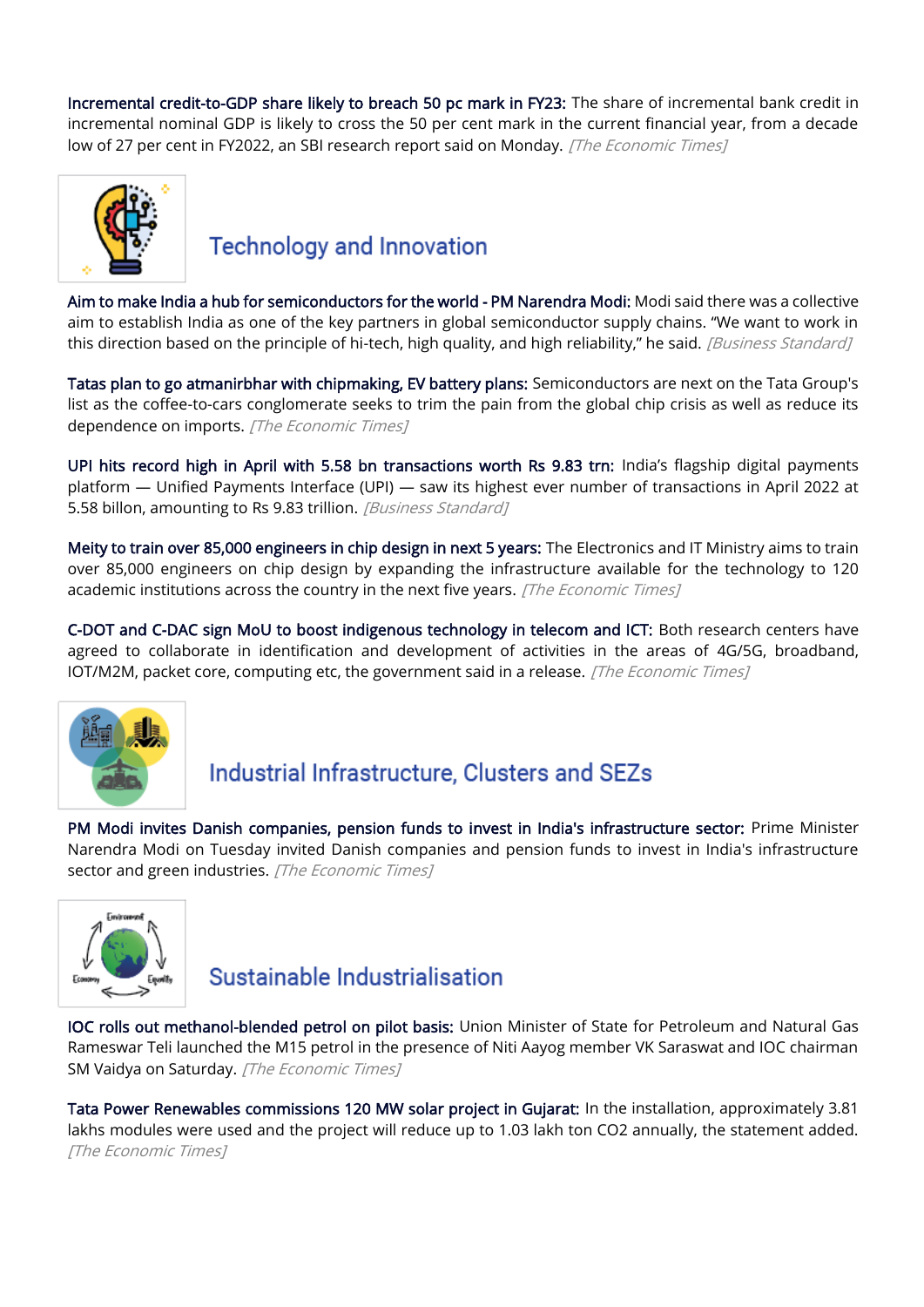**Incremental credit-to-GDP share likely to breach 50 pc mark in FY23:** The share of incremental bank credit in incremental nominal GDP is likely to cross the 50 per cent mark in the current financial year, from a decade low of 27 per cent in FY2022, an SBI research report said on Monday. *[The Economic Times]*

## Technology and Innovation

**Aim to make India a hub for semiconductors for the world - PM Narendra Modi:** Modi said there was a collective aim to establish India as one of the key partners in global semiconductor supply chains. "We want to work in this direction based on the principle of hi-tech, high quality, and high reliability," he said. *[Business Standard]*

**Tatas plan to go atmanirbhar with chipmaking, EV battery plans:** Semiconductors are next on the Tata Group's list as the coffee-to-cars conglomerate seeks to trim the pain from the global chip crisis as well as reduce its dependence on imports. *[The Economic Times]*

**UPI hits record high in April with 5.58 bn transactions worth Rs 9.83 trn:** India's flagship digital payments platform — Unified Payments Interface (UPI) — saw its highest ever number of transactions in April 2022 at 5.58 billon, amounting to Rs 9.83 trillion. *[Business Standard]*

**Meity to train over 85,000 engineers in chip design in next 5 years:** The Electronics and IT Ministry aims to train over 85,000 engineers on chip design by expanding the infrastructure available for the technology to 120 academic institutions across the country in the next five years. *[The Economic Times]*

**C-DOT and C-DAC sign MoU to boost indigenous technology in telecom and ICT:** Both research centers have agreed to collaborate in identification and development of activities in the areas of 4G/5G, broadband, IOT/M2M, packet core, computing etc, the government said in a release. *[The Economic Times]*

## Industrial Infrastructure, Clusters and SEZs

**PM Modi invites Danish companies, pension funds to invest in India's infrastructure sector:** Prime Minister Narendra Modi on Tuesday invited Danish companies and pension funds to invest in India's infrastructure sector and green industries. *[The Economic Times]*

## Sustainable Industrialisation

**IOC rolls out methanol-blended petrol on pilot basis:** Union Minister of State for Petroleum and Natural Gas Rameswar Teli launched the M15 petrol in the presence of Niti Aayog member VK Saraswat and IOC chairman SM Vaidya on Saturday. *[The Economic Times]*

**Tata Power Renewables commissions 120 MW solar project in Gujarat:** In the installation, approximately 3.81 lakhs modules were used and the project will reduce up to 1.03 lakh ton $CO_2$ annually, the statement added. *[The Economic Times]*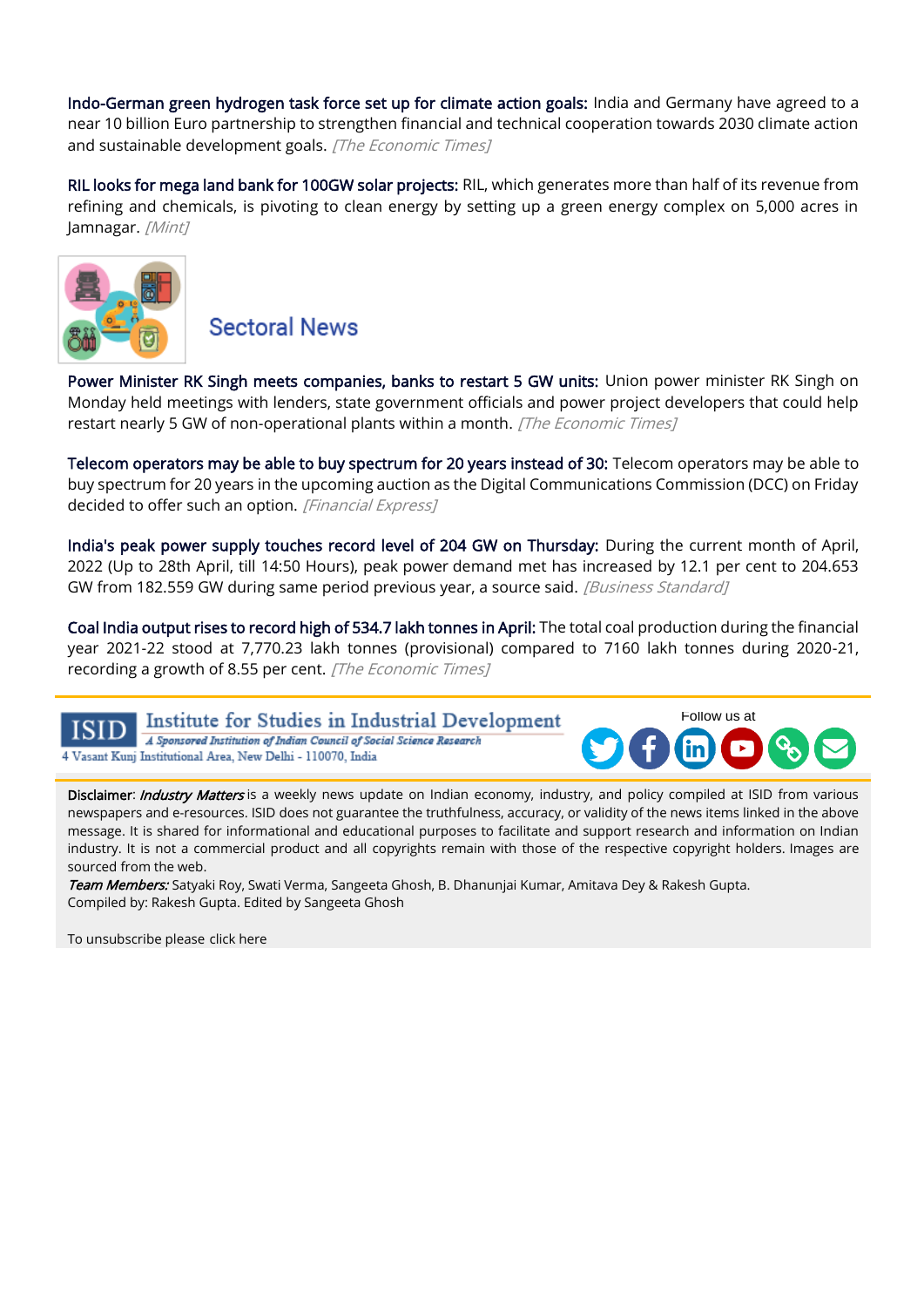**Indo-German green hydrogen task force set up for climate action goals:** India and Germany have agreed to a near 10 billion Euro partnership to strengthen financial and technical cooperation towards 2030 climate action and sustainable development goals. *[The Economic Times]*

**RIL looks for mega land bank for 100GW solar projects:** RIL, which generates more than half of its revenue from refining and chemicals, is pivoting to clean energy by setting up a green energy complex on 5,000 acres in Jamnagar. *[Mint]*

## Sectoral News

**Power Minister RK Singh meets companies, banks to restart 5 GW units:** Union power minister RK Singh on Monday held meetings with lenders, state government officials and power project developers that could help restart nearly 5 GW of non-operational plants within a month. *[The Economic Times]*

**Telecom operators may be able to buy spectrum for 20 years instead of 30:** Telecom operators may be able to buy spectrum for 20 years in the upcoming auction as the Digital Communications Commission (DCC) on Friday decided to offer such an option. *[Financial Express]*

**India's peak power supply touches record level of 204 GW on Thursday:** During the current month of April, 2022 (Up to 28th April, till 14:50 Hours), peak power demand met has increased by 12.1 per cent to 204.653 GW from 182.559 GW during same period previous year, a source said. *[Business Standard]*

**Coal India output rises to record high of 534.7 lakh tonnes in April:** The total coal production during the financial year 2021-22 stood at 7,770.23 lakh tonnes (provisional) compared to 7160 lakh tonnes during 2020-21, recording a growth of 8.55 per cent. *[The Economic Times]*

---

ISID Institute for Studies in Industrial Development
*A Sponsored Institution of Indian Council of Social Science Research*
4 Vasant Kunj Institutional Area, New Delhi - 110070, India

Follow us at

Disclaimer: *Industry Matters* is a weekly news update on Indian economy, industry, and policy compiled at ISID from various newspapers and e-resources. ISID does not guarantee the truthfulness, accuracy, or validity of the news items linked in the above message. It is shared for informational and educational purposes to facilitate and support research and information on Indian industry. It is not a commercial product and all copyrights remain with those of the respective copyright holders. Images are sourced from the web.

***Team Members:*** Satyaki Roy, Swati Verma, Sangeeta Ghosh, B. Dhanunjai Kumar, Amitava Dey & Rakesh Gupta.
Compiled by: Rakesh Gupta. Edited by Sangeeta Ghosh

To unsubscribe please click here